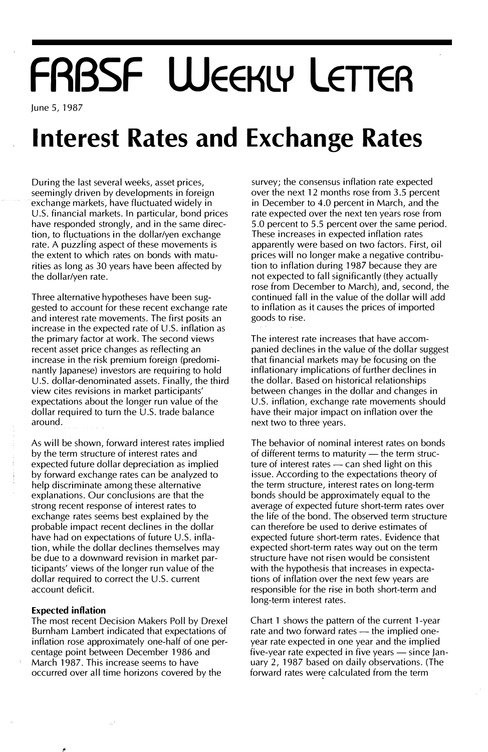# FRBSF Weekly Letter

June 5, 1987

# Interest Rates and Exchange Rates

During the last several weeks, asset prices, seemingly driven by developments in foreign exchange markets, have fluctuated widely in U.S. financial markets. In particular, bond prices have responded strongly, and in the same direction, to fluctuations in the dollar/yen exchange rate. A puzzling aspect of these movements is the extent to which rates on bonds with maturities as long as 30 years have been affected by the dollar/yen rate.

Three alternative hypotheses have been suggested to account for these recent exchange rate and interest rate movements. The first posits an increase in the expected rate of U.S. inflation as the primary factor at work. The second views recent asset price changes as reflecting an increase in the risk premium foreign (predominantly Japanese) investors are requiring to hold U.S. dollar-denominated assets. Finally, the third view cites revisions in market participants' expectations about the longer run value of the dollar required to turn the U.S. trade balance around.

As will be shown, forward interest rates implied by the term structure of interest rates and expected future dollar depreciation as implied by forward exchange rates can be analyzed to help discriminate among these alternative explanations. Our conclusions are that the strong recent response of interest rates to exchange rates seems best explained by the probable impact recent declines in the dollar have had on expectations of future U.S. inflation, while the dollar declines themselves may be due to a downward revision in market participants' views of the longer run value of the dollar required to correct the U.S. current account deficit.

**Expected inflation**

The most recent Decision Makers Poll by Drexel Burnham Lambert indicated that expectations of inflation rose approximately one-half of one percentage point between December 1986 and March 1987. This increase seems to have occurred over all time horizons covered by the survey; the consensus inflation rate expected over the next 12 months rose from 3.5 percent in December to 4.0 percent in March, and the rate expected over the next ten years rose from 5.0 percent to 5.5 percent over the same period. These increases in expected inflation rates apparently were based on two factors. First, oil prices will no longer make a negative contribution to inflation during 1987 because they are not expected to fall significantly (they actually rose from December to March), and, second, the continued fall in the value of the dollar will add to inflation as it causes the prices of imported goods to rise.

The interest rate increases that have accompanied declines in the value of the dollar suggest that financial markets may be focusing on the inflationary implications of further declines in the dollar. Based on historical relationships between changes in the dollar and changes in U.S. inflation, exchange rate movements should have their major impact on inflation over the next two to three years.

The behavior of nominal interest rates on bonds of different terms to maturity — the term structure of interest rates — can shed light on this issue. According to the expectations theory of the term structure, interest rates on long-term bonds should be approximately equal to the average of expected future short-term rates over the life of the bond. The observed term structure can therefore be used to derive estimates of expected future short-term rates. Evidence that expected short-term rates way out on the term structure have not risen would be consistent with the hypothesis that increases in expectations of inflation over the next few years are responsible for the rise in both short-term and long-term interest rates.

Chart 1 shows the pattern of the current 1-year rate and two forward rates — the implied one-year rate expected in one year and the implied five-year rate expected in five years — since January 2, 1987 based on daily observations. (The forward rates were calculated from the term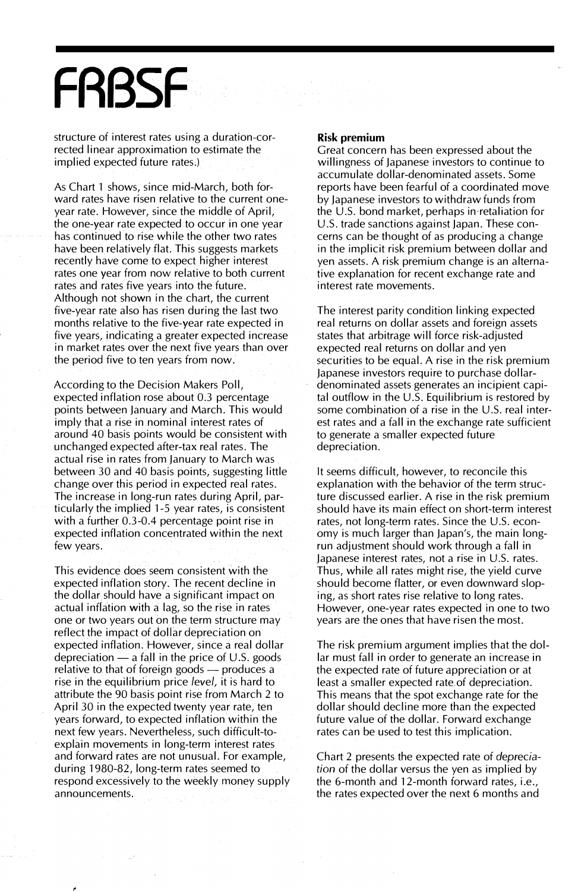structure of interest rates using a duration-corrected linear approximation to estimate the implied expected future rates.)

As Chart 1 shows, since mid-March, both forward rates have risen relative to the current one-year rate. However, since the middle of April, the one-year rate expected to occur in one year has continued to rise while the other two rates have been relatively flat. This suggests markets recently have come to expect higher interest rates one year from now relative to both current rates and rates five years into the future. Although not shown in the chart, the current five-year rate also has risen during the last two months relative to the five-year rate expected in five years, indicating a greater expected increase in market rates over the next five years than over the period five to ten years from now.

According to the Decision Makers Poll, expected inflation rose about 0.3 percentage points between January and March. This would imply that a rise in nominal interest rates of around 40 basis points would be consistent with unchanged expected after-tax real rates. The actual rise in rates from January to March was between 30 and 40 basis points, suggesting little change over this period in expected real rates. The increase in long-run rates during April, particularly the implied 1-5 year rates, is consistent with a further 0.3-0.4 percentage point rise in expected inflation concentrated within the next few years.

This evidence does seem consistent with the expected inflation story. The recent decline in the dollar should have a significant impact on actual inflation with a lag, so the rise in rates one or two years out on the term structure may reflect the impact of dollar depreciation on expected inflation. However, since a real dollar depreciation — a fall in the price of U.S. goods relative to that of foreign goods — produces a rise in the equilibrium price *level*, it is hard to attribute the 90 basis point rise from March 2 to April 30 in the expected twenty year rate, ten years forward, to expected inflation within the next few years. Nevertheless, such difficult-to-explain movements in long-term interest rates and forward rates are not unusual. For example, during 1980-82, long-term rates seemed to respond excessively to the weekly money supply announcements.

**Risk premium**

Great concern has been expressed about the willingness of Japanese investors to continue to accumulate dollar-denominated assets. Some reports have been fearful of a coordinated move by Japanese investors to withdraw funds from the U.S. bond market, perhaps in retaliation for U.S. trade sanctions against Japan. These concerns can be thought of as producing a change in the implicit risk premium between dollar and yen assets. A risk premium change is an alternative explanation for recent exchange rate and interest rate movements.

The interest parity condition linking expected real returns on dollar assets and foreign assets states that arbitrage will force risk-adjusted expected real returns on dollar and yen securities to be equal. A rise in the risk premium Japanese investors require to purchase dollar-denominated assets generates an incipient capital outflow in the U.S. Equilibrium is restored by some combination of a rise in the U.S. real interest rates and a fall in the exchange rate sufficient to generate a smaller expected future depreciation.

It seems difficult, however, to reconcile this explanation with the behavior of the term structure discussed earlier. A rise in the risk premium should have its main effect on short-term interest rates, not long-term rates. Since the U.S. economy is much larger than Japan's, the main long-run adjustment should work through a fall in Japanese interest rates, not a rise in U.S. rates. Thus, while all rates might rise, the yield curve should become flatter, or even downward sloping, as short rates rise relative to long rates. However, one-year rates expected in one to two years are the ones that have risen the most.

The risk premium argument implies that the dollar must fall in order to generate an increase in the expected rate of future appreciation or at least a smaller expected rate of depreciation. This means that the spot exchange rate for the dollar should decline more than the expected future value of the dollar. Forward exchange rates can be used to test this implication.

Chart 2 presents the expected rate of *depreciation* of the dollar versus the yen as implied by the 6-month and 12-month forward rates, i.e., the rates expected over the next 6 months and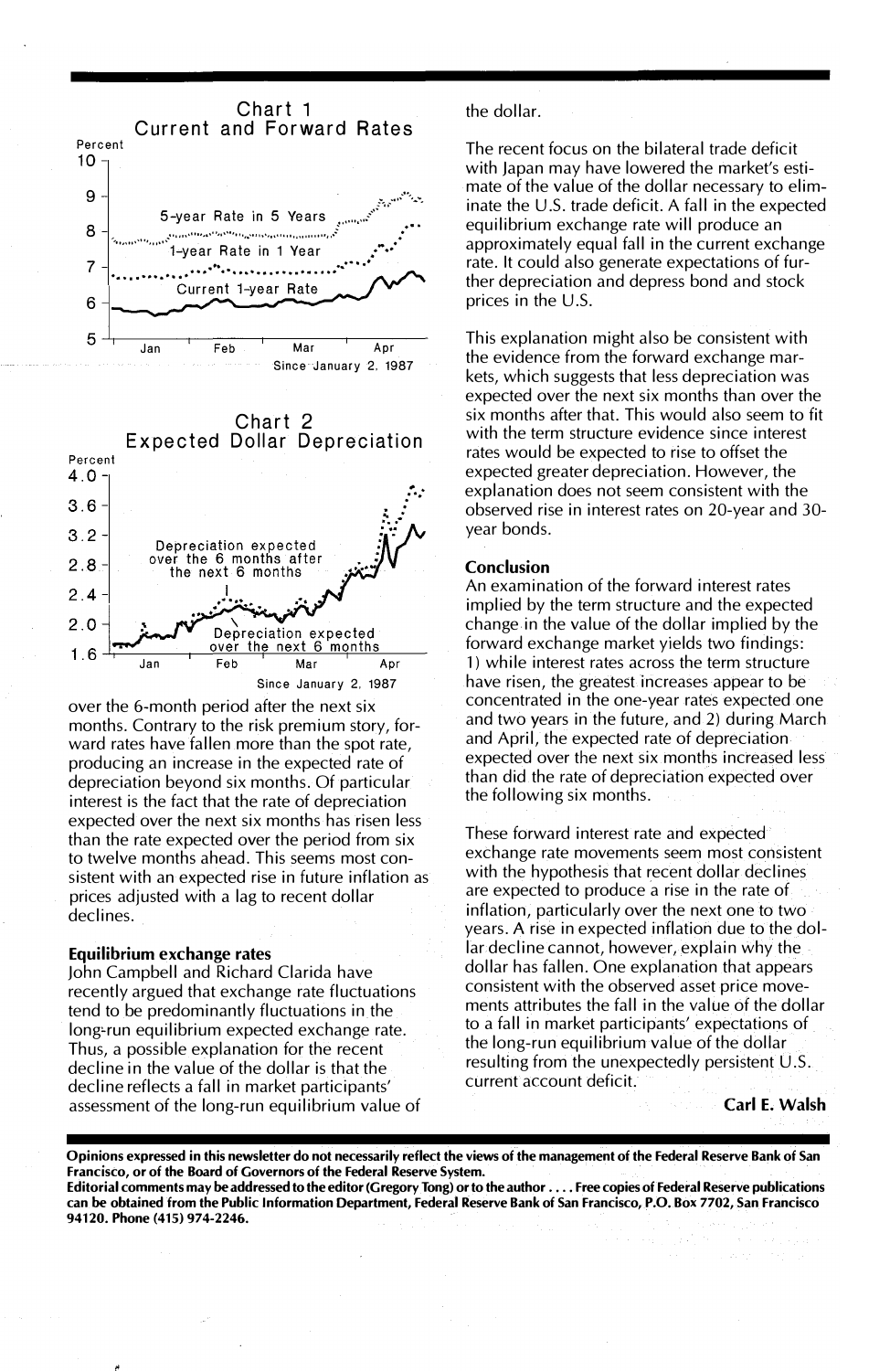**Chart 1**
**Current and Forward Rates**

**Chart 2**
**Expected Dollar Depreciation**

over the 6-month period after the next six months. Contrary to the risk premium story, forward rates have fallen more than the spot rate, producing an increase in the expected rate of depreciation beyond six months. Of particular interest is the fact that the rate of depreciation expected over the next six months has risen less than the rate expected over the period from six to twelve months ahead. This seems most consistent with an expected rise in future inflation as prices adjusted with a lag to recent dollar declines.

### Equilibrium exchange rates

John Campbell and Richard Clarida have recently argued that exchange rate fluctuations tend to be predominantly fluctuations in the long-run equilibrium expected exchange rate. Thus, a possible explanation for the recent decline in the value of the dollar is that the decline reflects a fall in market participants' assessment of the long-run equilibrium value of the dollar.

The recent focus on the bilateral trade deficit with Japan may have lowered the market's estimate of the value of the dollar necessary to eliminate the U.S. trade deficit. A fall in the expected equilibrium exchange rate will produce an approximately equal fall in the current exchange rate. It could also generate expectations of further depreciation and depress bond and stock prices in the U.S.

This explanation might also be consistent with the evidence from the forward exchange markets, which suggests that less depreciation was expected over the next six months than over the six months after that. This would also seem to fit with the term structure evidence since interest rates would be expected to rise to offset the expected greater depreciation. However, the explanation does not seem consistent with the observed rise in interest rates on 20-year and 30-year bonds.

### Conclusion

An examination of the forward interest rates implied by the term structure and the expected change in the value of the dollar implied by the forward exchange market yields two findings: 1) while interest rates across the term structure have risen, the greatest increases appear to be concentrated in the one-year rates expected one and two years in the future, and 2) during March and April, the expected rate of depreciation expected over the next six months increased less than did the rate of depreciation expected over the following six months.

These forward interest rate and expected exchange rate movements seem most consistent with the hypothesis that recent dollar declines are expected to produce a rise in the rate of inflation, particularly over the next one to two years. A rise in expected inflation due to the dollar decline cannot, however, explain why the dollar has fallen. One explanation that appears consistent with the observed asset price movements attributes the fall in the value of the dollar to a fall in market participants' expectations of the long-run equilibrium value of the dollar resulting from the unexpectedly persistent U.S. current account deficit.

**Carl E. Walsh**

**Opinions expressed in this newsletter do not necessarily reflect the views of the management of the Federal Reserve Bank of San Francisco, or of the Board of Governors of the Federal Reserve System.**
**Editorial comments may be addressed to the editor (Gregory Tong) or to the author . . . . Free copies of Federal Reserve publications can be obtained from the Public Information Department, Federal Reserve Bank of San Francisco, P.O. Box 7702, San Francisco 94120. Phone (415) 974-2246.**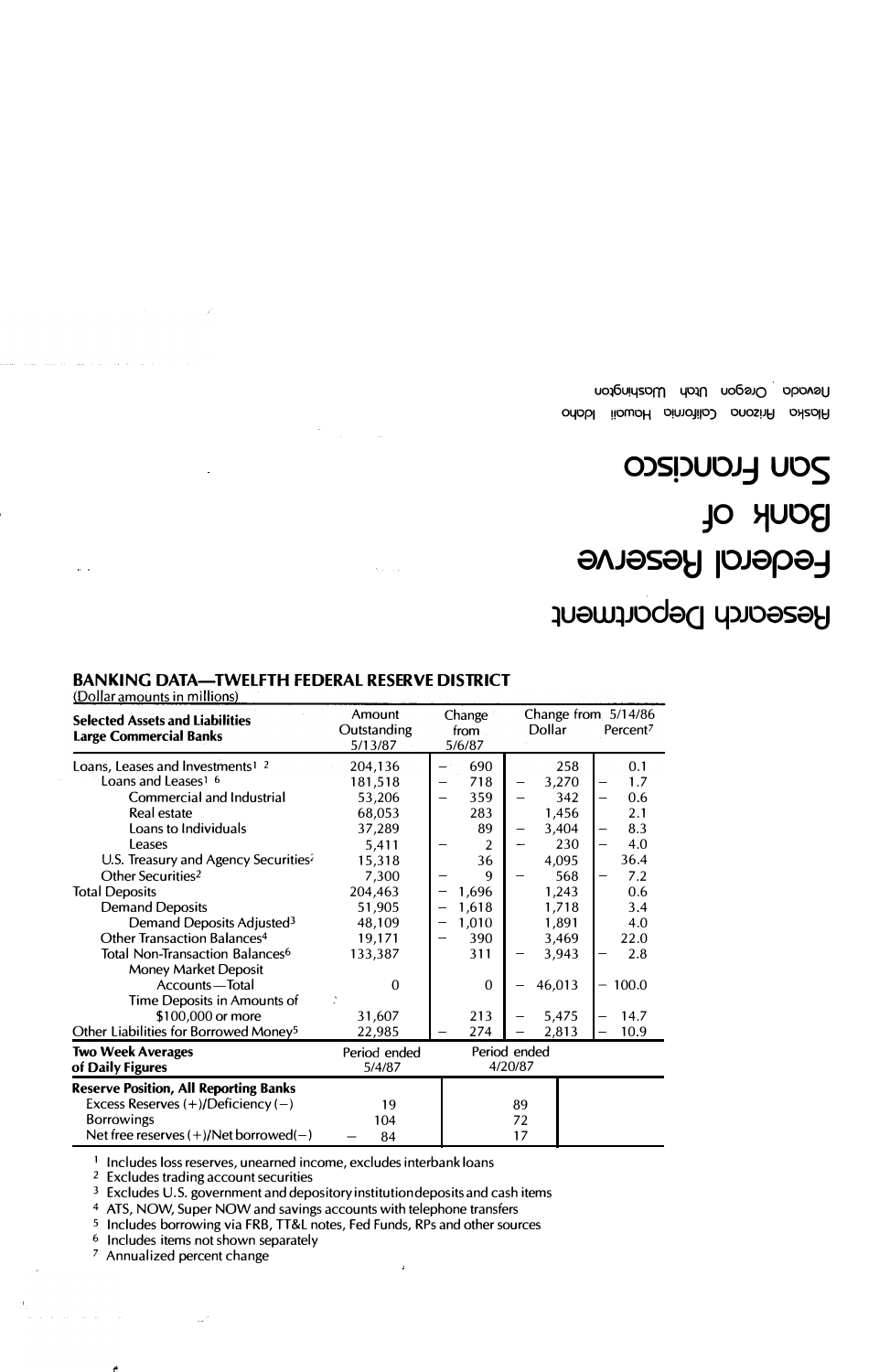Research Department

Federal Reserve

Bank of

San Francisco

Alaska Arizona California Hawaii Idaho

Nevada Oregon Utah Washington

## BANKING DATA—TWELFTH FEDERAL RESERVE DISTRICT

(Dollar amounts in millions)

| Selected Assets and Liabilities Large Commercial Banks | Amount Outstanding 5/13/87 | Change from 5/6/87 | Change from 5/14/86 Dollar | Percent[7] |
|---|---|---|---|---|
| Loans, Leases and Investments[1] [2] | 204,136 | − 690 | 258 | 0.1 |
| Loans and Leases[1] [6] | 181,518 | − 718 | − 3,270 | − 1.7 |
| Commercial and Industrial | 53,206 | − 359 | − 342 | − 0.6 |
| Real estate | 68,053 | 283 | 1,456 | 2.1 |
| Loans to Individuals | 37,289 | 89 | − 3,404 | − 8.3 |
| Leases | 5,411 | − 2 | − 230 | − 4.0 |
| U.S. Treasury and Agency Securities[2] | 15,318 | 36 | 4,095 | 36.4 |
| Other Securities[2] | 7,300 | − 9 | − 568 | − 7.2 |
| Total Deposits | 204,463 | − 1,696 | 1,243 | 0.6 |
| Demand Deposits | 51,905 | − 1,618 | 1,718 | 3.4 |
| Demand Deposits Adjusted[3] | 48,109 | − 1,010 | 1,891 | 4.0 |
| Other Transaction Balances[4] | 19,171 | − 390 | 3,469 | 22.0 |
| Total Non-Transaction Balances[6] | 133,387 | 311 | − 3,943 | − 2.8 |
| Money Market Deposit Accounts—Total | 0 | 0 | − 46,013 | − 100.0 |
| Time Deposits in Amounts of $100,000 or more | 31,607 | 213 | − 5,475 | − 14.7 |
| Other Liabilities for Borrowed Money[5] | 22,985 | − 274 | − 2,813 | − 10.9 |

| Two Week Averages of Daily Figures | Period ended 5/4/87 | Period ended 4/20/87 |
|---|---|---|
| **Reserve Position, All Reporting Banks** | | |
| Excess Reserves (+)/Deficiency (−) | 19 | 89 |
| Borrowings | 104 | 72 |
| Net free reserves (+)/Net borrowed(−) | − 84 | 17 |

[1] Includes loss reserves, unearned income, excludes interbank loans
[2] Excludes trading account securities
[3] Excludes U.S. government and depository institution deposits and cash items
[4] ATS, NOW, Super NOW and savings accounts with telephone transfers
[5] Includes borrowing via FRB, TT&L notes, Fed Funds, RPs and other sources
[6] Includes items not shown separately
[7] Annualized percent change